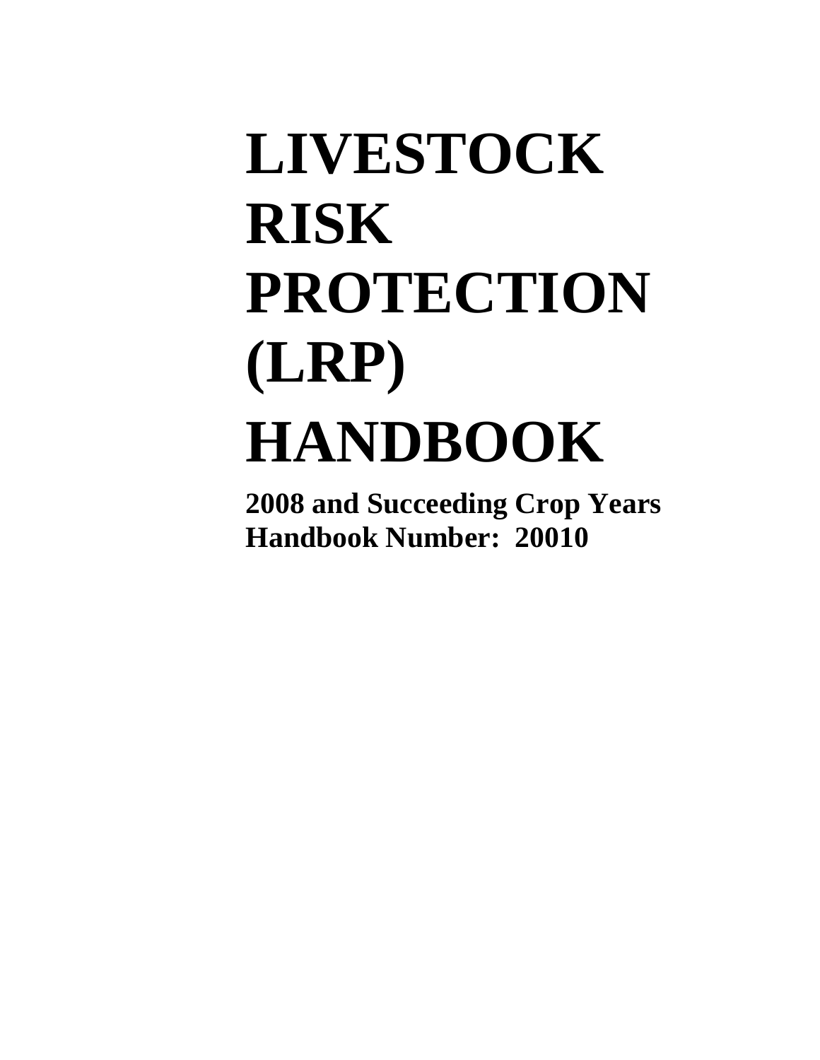# LIVESTOCK RISK PROTECTION (LRP) HANDBOOK

**2008 and Succeeding Crop Years**
**Handbook Number: 20010**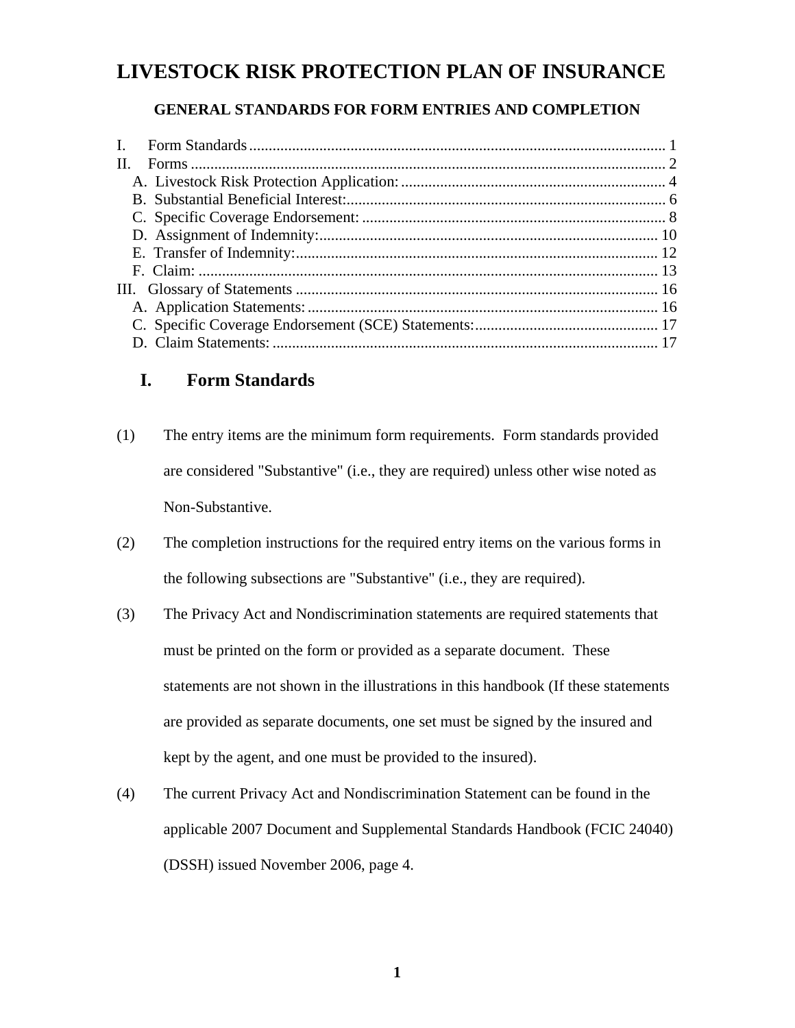# LIVESTOCK RISK PROTECTION PLAN OF INSURANCE

### GENERAL STANDARDS FOR FORM ENTRIES AND COMPLETION

I. Form Standards .......... 1
II. Forms .......... 2
  A. Livestock Risk Protection Application: .......... 4
  B. Substantial Beneficial Interest: .......... 6
  C. Specific Coverage Endorsement: .......... 8
  D. Assignment of Indemnity: .......... 10
  E. Transfer of Indemnity: .......... 12
  F. Claim: .......... 13
III. Glossary of Statements .......... 16
  A. Application Statements: .......... 16
  C. Specific Coverage Endorsement (SCE) Statements: .......... 17
  D. Claim Statements: .......... 17

## I. Form Standards

(1) The entry items are the minimum form requirements. Form standards provided are considered "Substantive" (i.e., they are required) unless other wise noted as Non-Substantive.

(2) The completion instructions for the required entry items on the various forms in the following subsections are "Substantive" (i.e., they are required).

(3) The Privacy Act and Nondiscrimination statements are required statements that must be printed on the form or provided as a separate document. These statements are not shown in the illustrations in this handbook (If these statements are provided as separate documents, one set must be signed by the insured and kept by the agent, and one must be provided to the insured).

(4) The current Privacy Act and Nondiscrimination Statement can be found in the applicable 2007 Document and Supplemental Standards Handbook (FCIC 24040) (DSSH) issued November 2006, page 4.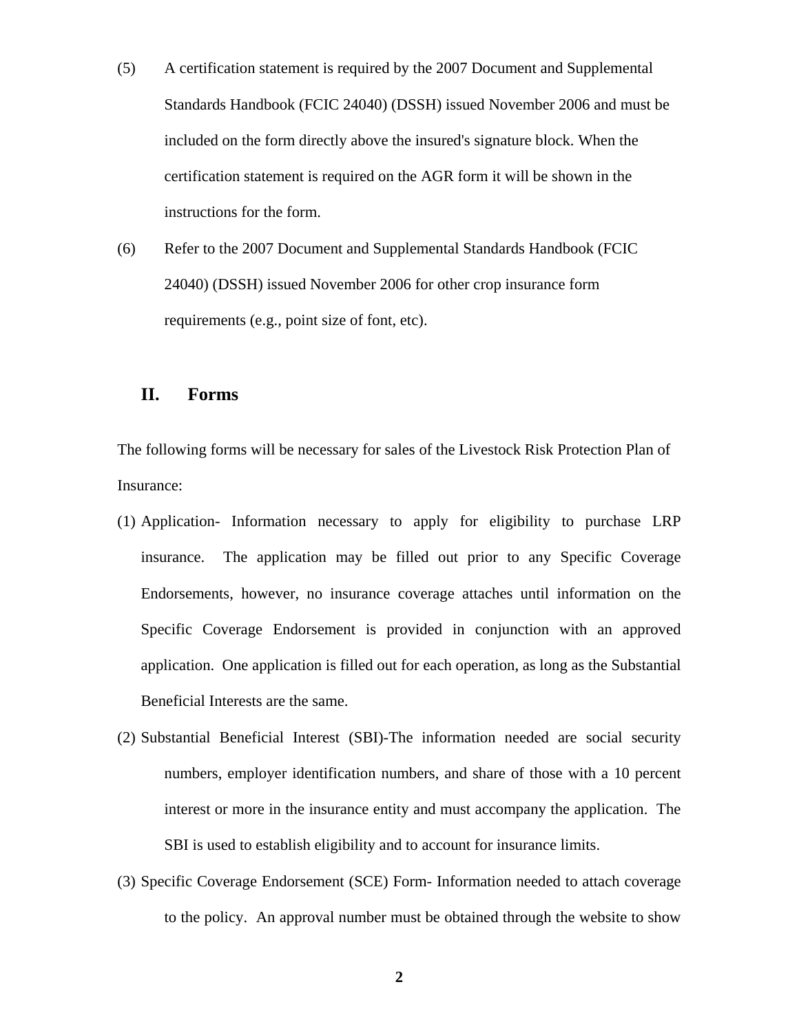(5) A certification statement is required by the 2007 Document and Supplemental Standards Handbook (FCIC 24040) (DSSH) issued November 2006 and must be included on the form directly above the insured's signature block. When the certification statement is required on the AGR form it will be shown in the instructions for the form.

(6) Refer to the 2007 Document and Supplemental Standards Handbook (FCIC 24040) (DSSH) issued November 2006 for other crop insurance form requirements (e.g., point size of font, etc).

## II. Forms

The following forms will be necessary for sales of the Livestock Risk Protection Plan of Insurance:

(1) Application- Information necessary to apply for eligibility to purchase LRP insurance. The application may be filled out prior to any Specific Coverage Endorsements, however, no insurance coverage attaches until information on the Specific Coverage Endorsement is provided in conjunction with an approved application. One application is filled out for each operation, as long as the Substantial Beneficial Interests are the same.

(2) Substantial Beneficial Interest (SBI)-The information needed are social security numbers, employer identification numbers, and share of those with a 10 percent interest or more in the insurance entity and must accompany the application. The SBI is used to establish eligibility and to account for insurance limits.

(3) Specific Coverage Endorsement (SCE) Form- Information needed to attach coverage to the policy. An approval number must be obtained through the website to show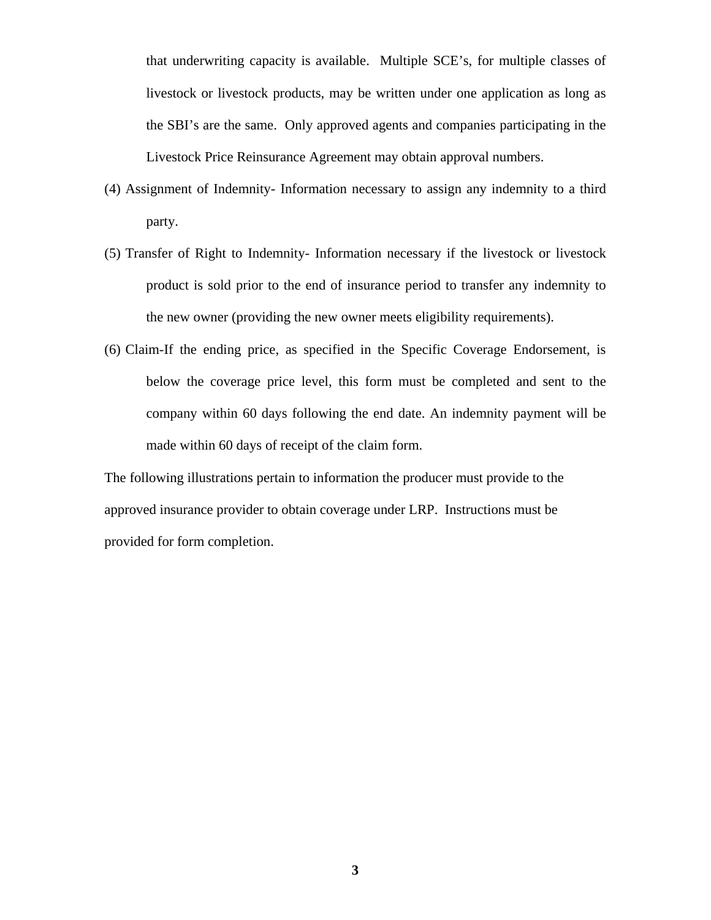that underwriting capacity is available. Multiple SCE's, for multiple classes of livestock or livestock products, may be written under one application as long as the SBI's are the same. Only approved agents and companies participating in the Livestock Price Reinsurance Agreement may obtain approval numbers.

(4) Assignment of Indemnity- Information necessary to assign any indemnity to a third party.

(5) Transfer of Right to Indemnity- Information necessary if the livestock or livestock product is sold prior to the end of insurance period to transfer any indemnity to the new owner (providing the new owner meets eligibility requirements).

(6) Claim-If the ending price, as specified in the Specific Coverage Endorsement, is below the coverage price level, this form must be completed and sent to the company within 60 days following the end date. An indemnity payment will be made within 60 days of receipt of the claim form.

The following illustrations pertain to information the producer must provide to the approved insurance provider to obtain coverage under LRP. Instructions must be provided for form completion.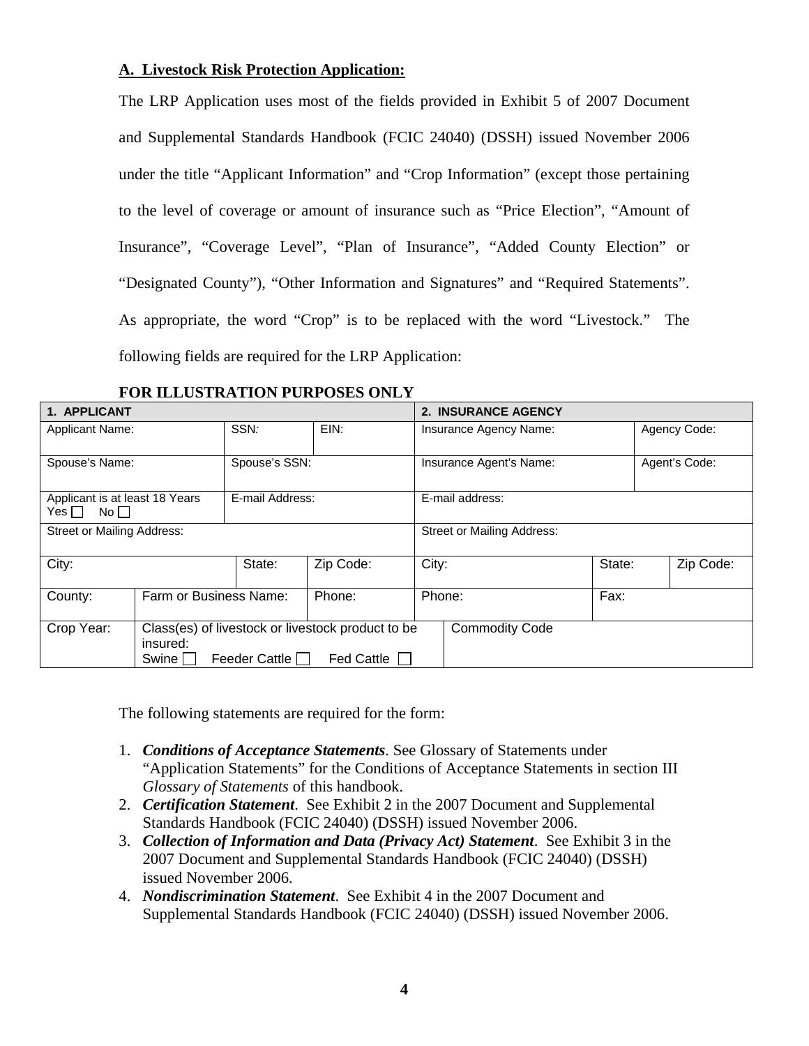**A. Livestock Risk Protection Application:**

The LRP Application uses most of the fields provided in Exhibit 5 of 2007 Document and Supplemental Standards Handbook (FCIC 24040) (DSSH) issued November 2006 under the title "Applicant Information" and "Crop Information" (except those pertaining to the level of coverage or amount of insurance such as "Price Election", "Amount of Insurance", "Coverage Level", "Plan of Insurance", "Added County Election" or "Designated County"), "Other Information and Signatures" and "Required Statements". As appropriate, the word "Crop" is to be replaced with the word "Livestock." The following fields are required for the LRP Application:

**FOR ILLUSTRATION PURPOSES ONLY**

| 1. APPLICANT | | | | 2. INSURANCE AGENCY | | |
|---|---|---|---|---|---|---|
| Applicant Name: | | SSN: | EIN: | Insurance Agency Name: | | Agency Code: |
| Spouse's Name: | | Spouse's SSN: | | Insurance Agent's Name: | | Agent's Code: |
| Applicant is at least 18 Years Yes ☐ No ☐ | | E-mail Address: | | E-mail address: | | |
| Street or Mailing Address: | | | | Street or Mailing Address: | | |
| City: | | State: | Zip Code: | City: | State: | Zip Code: |
| County: | Farm or Business Name: | | Phone: | Phone: | Fax: | |
| Crop Year: | Class(es) of livestock or livestock product to be insured: Swine ☐ Feeder Cattle ☐ Fed Cattle ☐ | | | Commodity Code | | |

The following statements are required for the form:

1. ***Conditions of Acceptance Statements***. See Glossary of Statements under "Application Statements" for the Conditions of Acceptance Statements in section III *Glossary of Statements* of this handbook.
2. ***Certification Statement***. See Exhibit 2 in the 2007 Document and Supplemental Standards Handbook (FCIC 24040) (DSSH) issued November 2006.
3. ***Collection of Information and Data (Privacy Act) Statement***. See Exhibit 3 in the 2007 Document and Supplemental Standards Handbook (FCIC 24040) (DSSH) issued November 2006.
4. ***Nondiscrimination Statement***. See Exhibit 4 in the 2007 Document and Supplemental Standards Handbook (FCIC 24040) (DSSH) issued November 2006.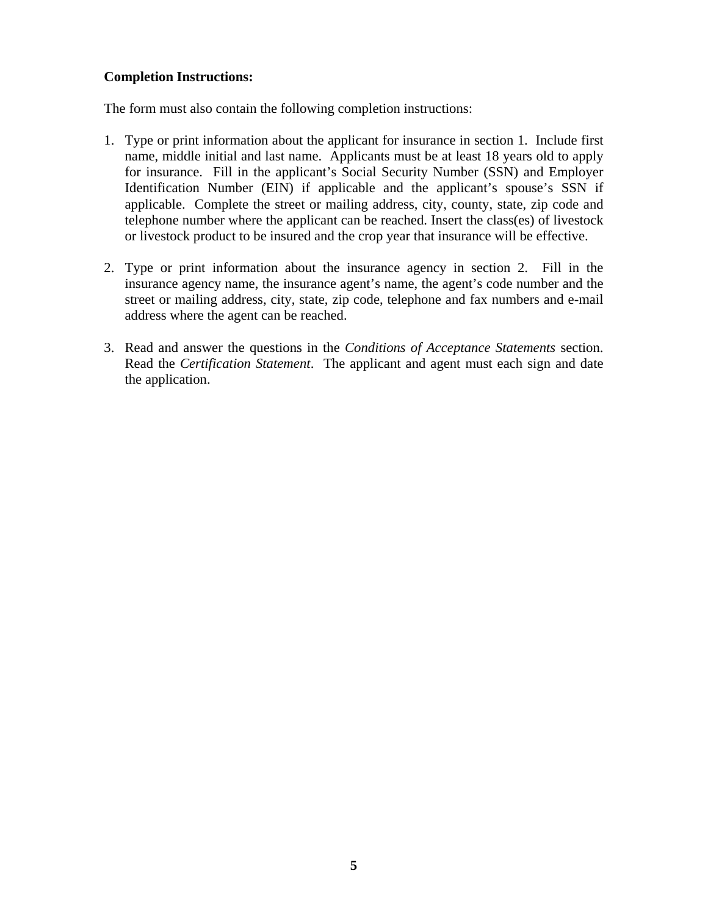**Completion Instructions:**

The form must also contain the following completion instructions:

1. Type or print information about the applicant for insurance in section 1. Include first name, middle initial and last name. Applicants must be at least 18 years old to apply for insurance. Fill in the applicant's Social Security Number (SSN) and Employer Identification Number (EIN) if applicable and the applicant's spouse's SSN if applicable. Complete the street or mailing address, city, county, state, zip code and telephone number where the applicant can be reached. Insert the class(es) of livestock or livestock product to be insured and the crop year that insurance will be effective.

2. Type or print information about the insurance agency in section 2. Fill in the insurance agency name, the insurance agent's name, the agent's code number and the street or mailing address, city, state, zip code, telephone and fax numbers and e-mail address where the agent can be reached.

3. Read and answer the questions in the *Conditions of Acceptance Statements* section. Read the *Certification Statement*. The applicant and agent must each sign and date the application.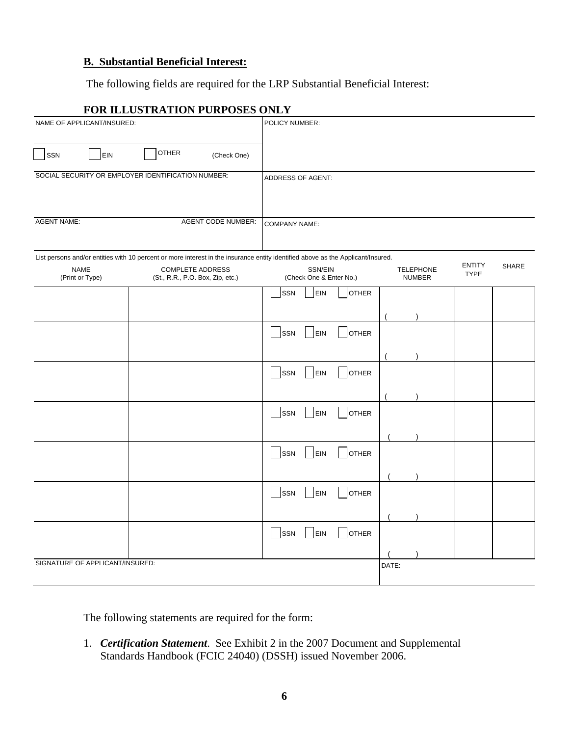**B. Substantial Beneficial Interest:**

The following fields are required for the LRP Substantial Beneficial Interest:

**FOR ILLUSTRATION PURPOSES ONLY**

| NAME OF APPLICANT/INSURED: | POLICY NUMBER: |
|---|---|
| ☐ SSN ☐ EIN ☐ OTHER (Check One) | |
| SOCIAL SECURITY OR EMPLOYER IDENTIFICATION NUMBER: | ADDRESS OF AGENT: |
| AGENT NAME: AGENT CODE NUMBER: | COMPANY NAME: |

List persons and/or entities with 10 percent or more interest in the insurance entity identified above as the Applicant/Insured.

| NAME (Print or Type) | COMPLETE ADDRESS (St., R.R., P.O. Box, Zip, etc.) | SSN/EIN (Check One & Enter No.) | TELEPHONE NUMBER | ENTITY TYPE | SHARE |
|---|---|---|---|---|---|
| | | ☐ SSN ☐ EIN ☐ OTHER | (    ) | | |
| | | ☐ SSN ☐ EIN ☐ OTHER | (    ) | | |
| | | ☐ SSN ☐ EIN ☐ OTHER | (    ) | | |
| | | ☐ SSN ☐ EIN ☐ OTHER | (    ) | | |
| | | ☐ SSN ☐ EIN ☐ OTHER | (    ) | | |
| | | ☐ SSN ☐ EIN ☐ OTHER | (    ) | | |
| | | ☐ SSN ☐ EIN ☐ OTHER | (    ) | | |

| SIGNATURE OF APPLICANT/INSURED: | DATE: |
|---|---|
| | |

The following statements are required for the form:

1. ***Certification Statement***. See Exhibit 2 in the 2007 Document and Supplemental Standards Handbook (FCIC 24040) (DSSH) issued November 2006.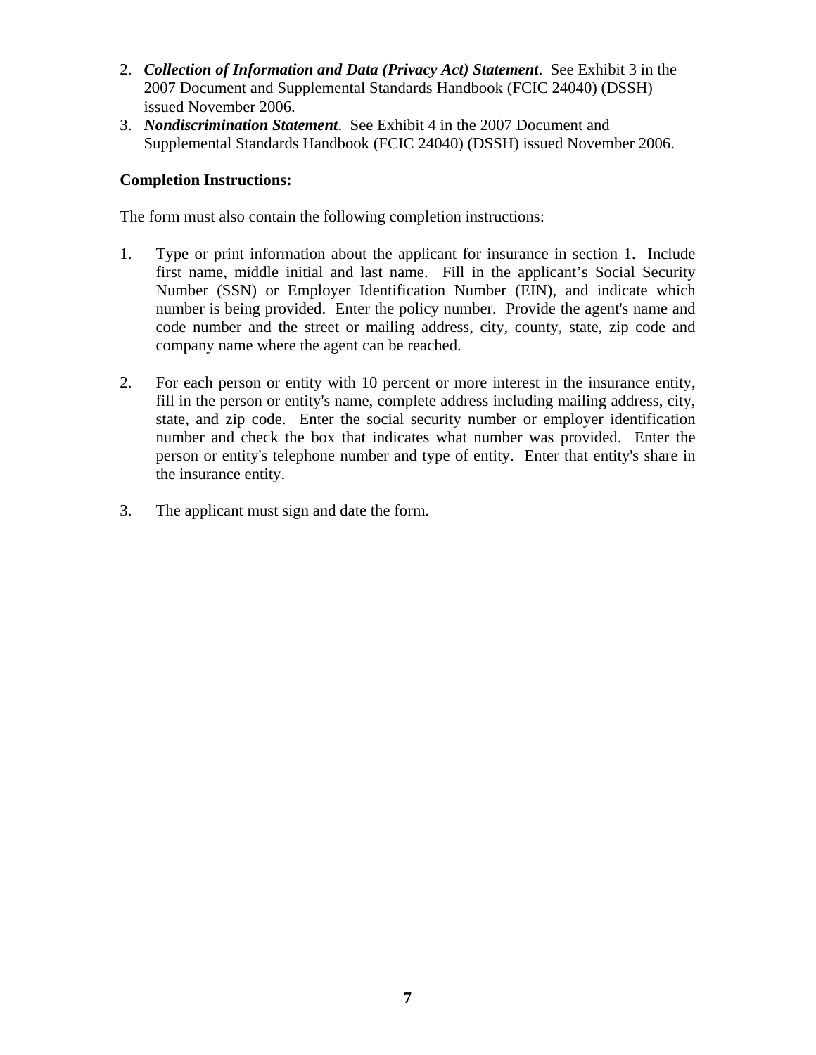2. ***Collection of Information and Data (Privacy Act) Statement***. See Exhibit 3 in the 2007 Document and Supplemental Standards Handbook (FCIC 24040) (DSSH) issued November 2006.
3. ***Nondiscrimination Statement***. See Exhibit 4 in the 2007 Document and Supplemental Standards Handbook (FCIC 24040) (DSSH) issued November 2006.

**Completion Instructions:**

The form must also contain the following completion instructions:

1. Type or print information about the applicant for insurance in section 1. Include first name, middle initial and last name. Fill in the applicant's Social Security Number (SSN) or Employer Identification Number (EIN), and indicate which number is being provided. Enter the policy number. Provide the agent's name and code number and the street or mailing address, city, county, state, zip code and company name where the agent can be reached.

2. For each person or entity with 10 percent or more interest in the insurance entity, fill in the person or entity's name, complete address including mailing address, city, state, and zip code. Enter the social security number or employer identification number and check the box that indicates what number was provided. Enter the person or entity's telephone number and type of entity. Enter that entity's share in the insurance entity.

3. The applicant must sign and date the form.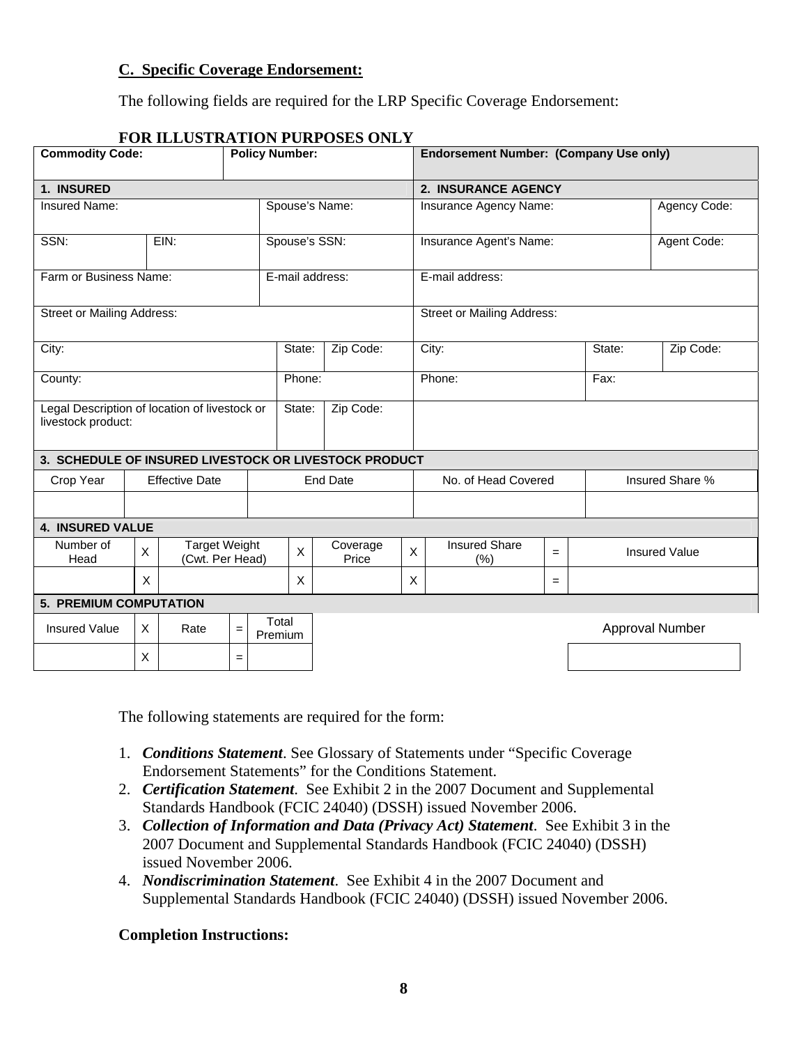### C. Specific Coverage Endorsement:

The following fields are required for the LRP Specific Coverage Endorsement:

**FOR ILLUSTRATION PURPOSES ONLY**

| Commodity Code: | Policy Number: | Endorsement Number: (Company Use only) | |
|---|---|---|---|
| **1. INSURED** | | **2. INSURANCE AGENCY** | |
| Insured Name: | Spouse's Name: | Insurance Agency Name: | Agency Code: |
| SSN: / EIN: | Spouse's SSN: | Insurance Agent's Name: | Agent Code: |
| Farm or Business Name: | E-mail address: | E-mail address: | |
| Street or Mailing Address: | | Street or Mailing Address: | |
| City: | State: / Zip Code: | City: | State: / Zip Code: |
| County: | Phone: | Phone: | Fax: |
| Legal Description of location of livestock or livestock product: | State: / Zip Code: | | |

**3. SCHEDULE OF INSURED LIVESTOCK OR LIVESTOCK PRODUCT**

| Crop Year | Effective Date | End Date | No. of Head Covered | Insured Share % |
|---|---|---|---|---|
| | | | | |

**4. INSURED VALUE**

| Number of Head | X | Target Weight (Cwt. Per Head) | X | Coverage Price | X | Insured Share (%) | = | Insured Value |
|---|---|---|---|---|---|---|---|---|
| | X | | X | | X | | = | |

**5. PREMIUM COMPUTATION**

| Insured Value | X | Rate | = | Total Premium | Approval Number |
|---|---|---|---|---|---|
| | X | | = | | |

The following statements are required for the form:

1. ***Conditions Statement***. See Glossary of Statements under "Specific Coverage Endorsement Statements" for the Conditions Statement.
2. ***Certification Statement***. See Exhibit 2 in the 2007 Document and Supplemental Standards Handbook (FCIC 24040) (DSSH) issued November 2006.
3. ***Collection of Information and Data (Privacy Act) Statement***. See Exhibit 3 in the 2007 Document and Supplemental Standards Handbook (FCIC 24040) (DSSH) issued November 2006.
4. ***Nondiscrimination Statement***. See Exhibit 4 in the 2007 Document and Supplemental Standards Handbook (FCIC 24040) (DSSH) issued November 2006.

**Completion Instructions:**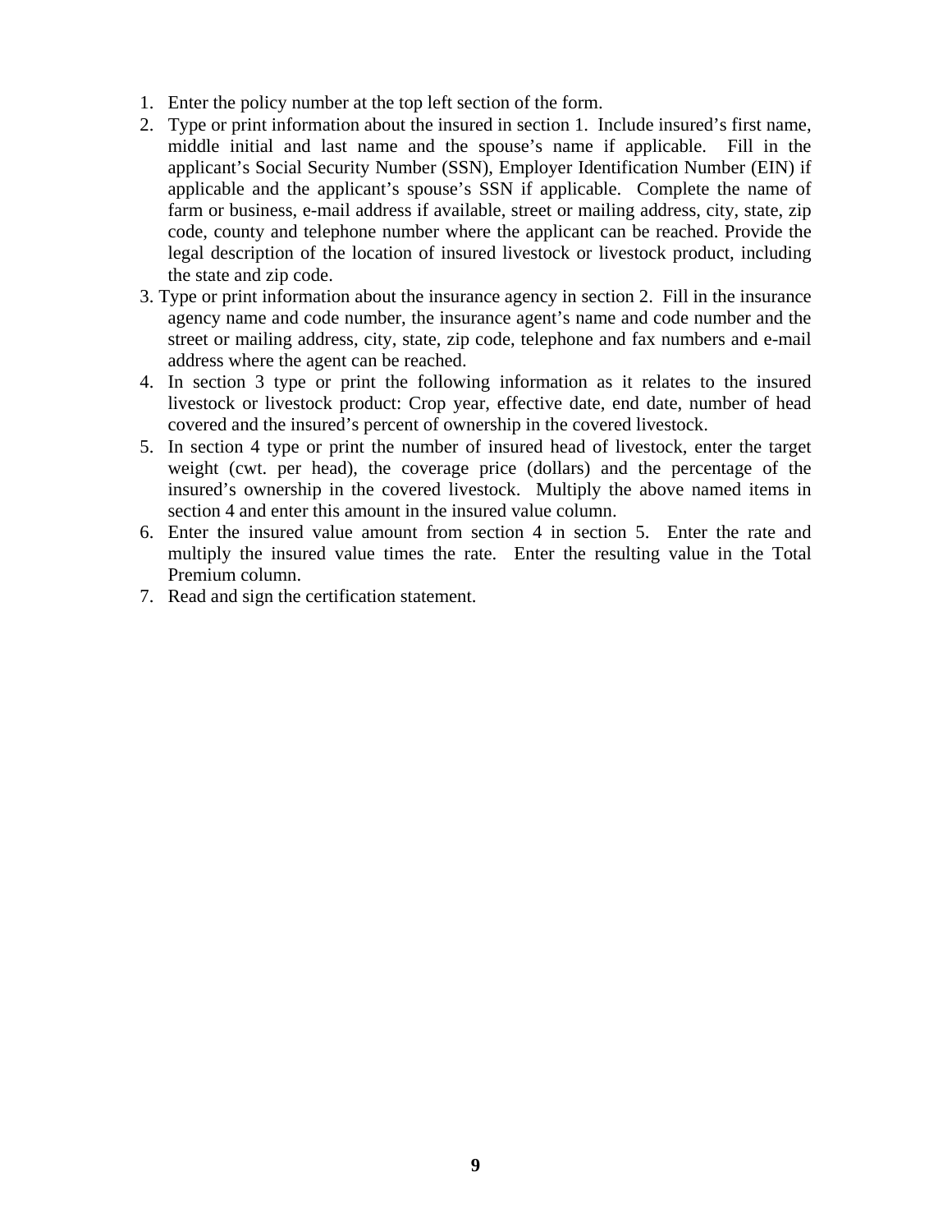1. Enter the policy number at the top left section of the form.
2. Type or print information about the insured in section 1. Include insured's first name, middle initial and last name and the spouse's name if applicable. Fill in the applicant's Social Security Number (SSN), Employer Identification Number (EIN) if applicable and the applicant's spouse's SSN if applicable. Complete the name of farm or business, e-mail address if available, street or mailing address, city, state, zip code, county and telephone number where the applicant can be reached. Provide the legal description of the location of insured livestock or livestock product, including the state and zip code.
3. Type or print information about the insurance agency in section 2. Fill in the insurance agency name and code number, the insurance agent's name and code number and the street or mailing address, city, state, zip code, telephone and fax numbers and e-mail address where the agent can be reached.
4. In section 3 type or print the following information as it relates to the insured livestock or livestock product: Crop year, effective date, end date, number of head covered and the insured's percent of ownership in the covered livestock.
5. In section 4 type or print the number of insured head of livestock, enter the target weight (cwt. per head), the coverage price (dollars) and the percentage of the insured's ownership in the covered livestock. Multiply the above named items in section 4 and enter this amount in the insured value column.
6. Enter the insured value amount from section 4 in section 5. Enter the rate and multiply the insured value times the rate. Enter the resulting value in the Total Premium column.
7. Read and sign the certification statement.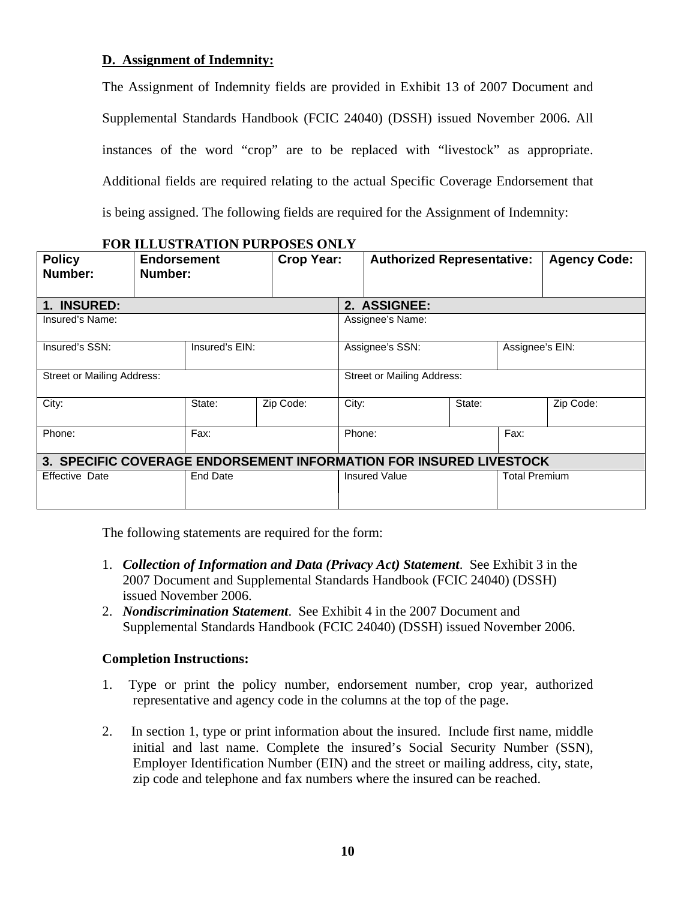**D. Assignment of Indemnity:**

The Assignment of Indemnity fields are provided in Exhibit 13 of 2007 Document and Supplemental Standards Handbook (FCIC 24040) (DSSH) issued November 2006. All instances of the word "crop" are to be replaced with "livestock" as appropriate. Additional fields are required relating to the actual Specific Coverage Endorsement that is being assigned. The following fields are required for the Assignment of Indemnity:

**FOR ILLUSTRATION PURPOSES ONLY**

| **Policy Number:** | **Endorsement Number:** | | **Crop Year:** | | **Authorized Representative:** | | **Agency Code:** |
|---|---|---|---|---|---|---|---|
| **1. INSURED:** | | | | **2. ASSIGNEE:** | | | |
| Insured's Name: | | | | Assignee's Name: | | | |
| Insured's SSN: | | Insured's EIN: | | Assignee's SSN: | | Assignee's EIN: | |
| Street or Mailing Address: | | | | Street or Mailing Address: | | | |
| City: | | State: | Zip Code: | City: | State: | | Zip Code: |
| Phone: | | Fax: | | Phone: | | Fax: | |
| **3. SPECIFIC COVERAGE ENDORSEMENT INFORMATION FOR INSURED LIVESTOCK** | | | | | | | |
| Effective Date | | End Date | | Insured Value | | Total Premium | |

The following statements are required for the form:

1. ***Collection of Information and Data (Privacy Act) Statement***. See Exhibit 3 in the 2007 Document and Supplemental Standards Handbook (FCIC 24040) (DSSH) issued November 2006.
2. ***Nondiscrimination Statement***. See Exhibit 4 in the 2007 Document and Supplemental Standards Handbook (FCIC 24040) (DSSH) issued November 2006.

**Completion Instructions:**

1. Type or print the policy number, endorsement number, crop year, authorized representative and agency code in the columns at the top of the page.

2. In section 1, type or print information about the insured. Include first name, middle initial and last name. Complete the insured's Social Security Number (SSN), Employer Identification Number (EIN) and the street or mailing address, city, state, zip code and telephone and fax numbers where the insured can be reached.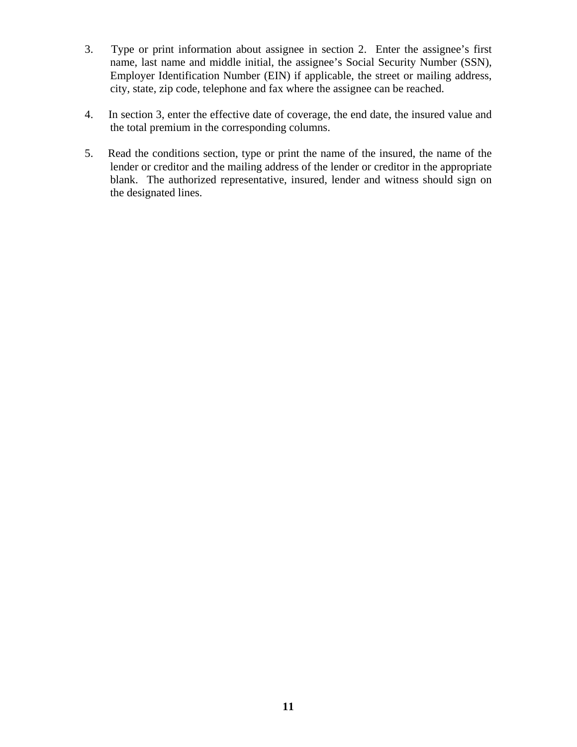3. Type or print information about assignee in section 2. Enter the assignee's first name, last name and middle initial, the assignee's Social Security Number (SSN), Employer Identification Number (EIN) if applicable, the street or mailing address, city, state, zip code, telephone and fax where the assignee can be reached.

4. In section 3, enter the effective date of coverage, the end date, the insured value and the total premium in the corresponding columns.

5. Read the conditions section, type or print the name of the insured, the name of the lender or creditor and the mailing address of the lender or creditor in the appropriate blank. The authorized representative, insured, lender and witness should sign on the designated lines.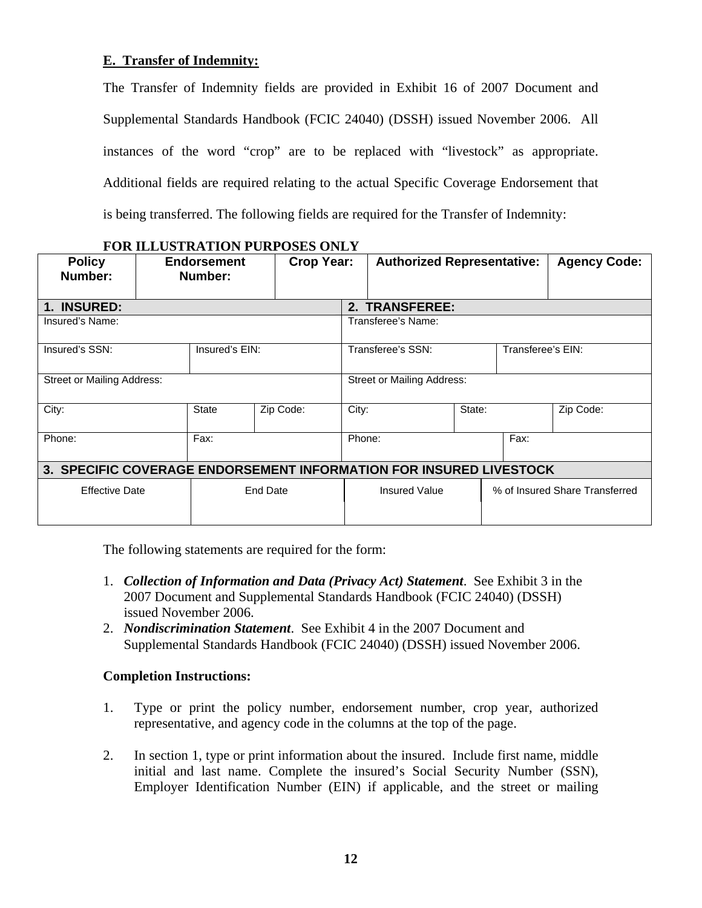**E. Transfer of Indemnity:**

The Transfer of Indemnity fields are provided in Exhibit 16 of 2007 Document and Supplemental Standards Handbook (FCIC 24040) (DSSH) issued November 2006. All instances of the word "crop" are to be replaced with "livestock" as appropriate. Additional fields are required relating to the actual Specific Coverage Endorsement that is being transferred. The following fields are required for the Transfer of Indemnity:

**FOR ILLUSTRATION PURPOSES ONLY**

| Policy Number: | Endorsement Number: | Crop Year: | Authorized Representative: | Agency Code: |
|---|---|---|---|---|

| **1. INSURED:** | | | **2. TRANSFEREE:** | | |
|---|---|---|---|---|---|
| Insured's Name: | | | Transferee's Name: | | |
| Insured's SSN: | Insured's EIN: | | Transferee's SSN: | Transferee's EIN: | |
| Street or Mailing Address: | | | Street or Mailing Address: | | |
| City: | State | Zip Code: | City: | State: | Zip Code: |
| Phone: | Fax: | | Phone: | Fax: | |

| **3. SPECIFIC COVERAGE ENDORSEMENT INFORMATION FOR INSURED LIVESTOCK** | | | |
|---|---|---|---|
| Effective Date | End Date | Insured Value | % of Insured Share Transferred |
| | | | |

The following statements are required for the form:

1. ***Collection of Information and Data (Privacy Act) Statement***. See Exhibit 3 in the 2007 Document and Supplemental Standards Handbook (FCIC 24040) (DSSH) issued November 2006.
2. ***Nondiscrimination Statement***. See Exhibit 4 in the 2007 Document and Supplemental Standards Handbook (FCIC 24040) (DSSH) issued November 2006.

**Completion Instructions:**

1. Type or print the policy number, endorsement number, crop year, authorized representative, and agency code in the columns at the top of the page.

2. In section 1, type or print information about the insured. Include first name, middle initial and last name. Complete the insured's Social Security Number (SSN), Employer Identification Number (EIN) if applicable, and the street or mailing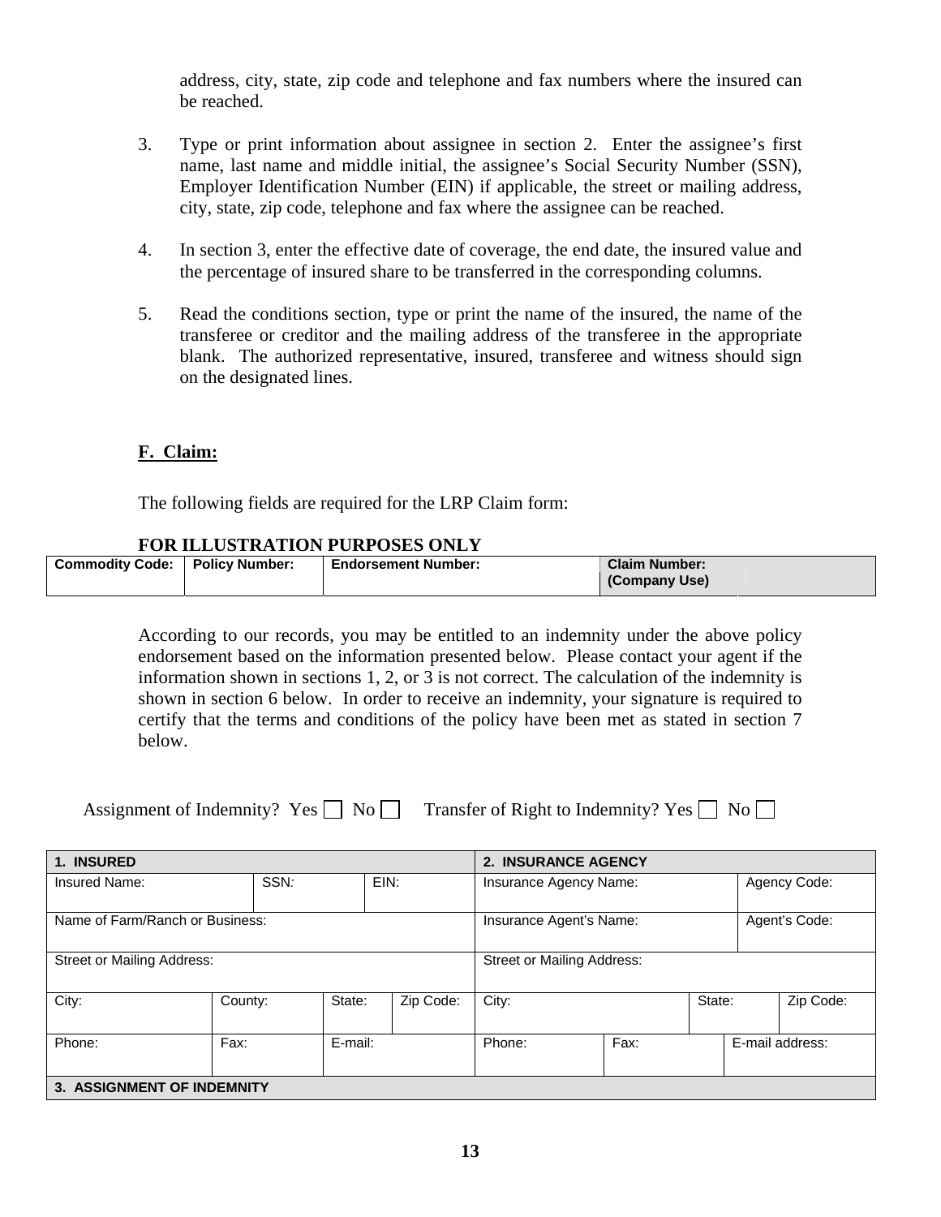address, city, state, zip code and telephone and fax numbers where the insured can be reached.

3. Type or print information about assignee in section 2. Enter the assignee's first name, last name and middle initial, the assignee's Social Security Number (SSN), Employer Identification Number (EIN) if applicable, the street or mailing address, city, state, zip code, telephone and fax where the assignee can be reached.

4. In section 3, enter the effective date of coverage, the end date, the insured value and the percentage of insured share to be transferred in the corresponding columns.

5. Read the conditions section, type or print the name of the insured, the name of the transferee or creditor and the mailing address of the transferee in the appropriate blank. The authorized representative, insured, transferee and witness should sign on the designated lines.

## F. Claim:

The following fields are required for the LRP Claim form:

**FOR ILLUSTRATION PURPOSES ONLY**

| Commodity Code: | Policy Number: | Endorsement Number: | Claim Number: (Company Use) | |
|---|---|---|---|---|

According to our records, you may be entitled to an indemnity under the above policy endorsement based on the information presented below. Please contact your agent if the information shown in sections 1, 2, or 3 is not correct. The calculation of the indemnity is shown in section 6 below. In order to receive an indemnity, your signature is required to certify that the terms and conditions of the policy have been met as stated in section 7 below.

Assignment of Indemnity? Yes ☐ No ☐ Transfer of Right to Indemnity? Yes ☐ No ☐

| 1. INSURED | | | | 2. INSURANCE AGENCY | | |
|---|---|---|---|---|---|---|
| Insured Name: | SSN: | EIN: | | Insurance Agency Name: | | Agency Code: |
| Name of Farm/Ranch or Business: | | | | Insurance Agent's Name: | | Agent's Code: |
| Street or Mailing Address: | | | | Street or Mailing Address: | | |
| City: | County: | State: | Zip Code: | City: | State: | Zip Code: |
| Phone: | Fax: | E-mail: | | Phone: | Fax: | E-mail address: |
| 3. ASSIGNMENT OF INDEMNITY | | | | | | |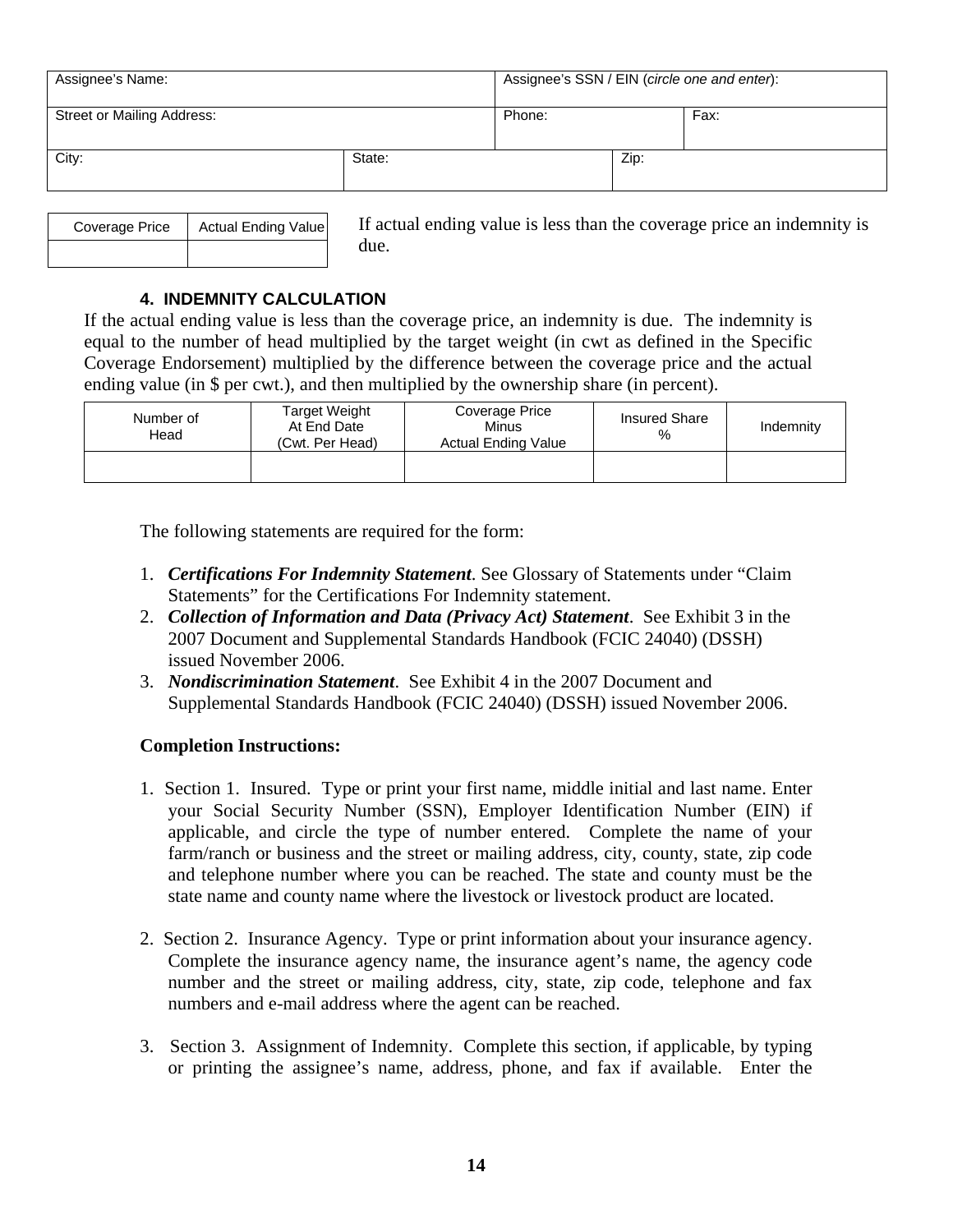| Assignee's Name: | | Assignee's SSN / EIN (*circle one and enter*): | |
|---|---|---|---|
| Street or Mailing Address: | | Phone: | Fax: |
| City: | State: | Zip: | |

| Coverage Price | Actual Ending Value |
|---|---|
| | |

If actual ending value is less than the coverage price an indemnity is due.

### 4. INDEMNITY CALCULATION

If the actual ending value is less than the coverage price, an indemnity is due. The indemnity is equal to the number of head multiplied by the target weight (in cwt as defined in the Specific Coverage Endorsement) multiplied by the difference between the coverage price and the actual ending value (in $ per cwt.), and then multiplied by the ownership share (in percent).

| Number of Head | Target Weight At End Date (Cwt. Per Head) | Coverage Price Minus Actual Ending Value | Insured Share % | Indemnity |
|---|---|---|---|---|
| | | | | |

The following statements are required for the form:

1. ***Certifications For Indemnity Statement***. See Glossary of Statements under "Claim Statements" for the Certifications For Indemnity statement.
2. ***Collection of Information and Data (Privacy Act) Statement***. See Exhibit 3 in the 2007 Document and Supplemental Standards Handbook (FCIC 24040) (DSSH) issued November 2006.
3. ***Nondiscrimination Statement***. See Exhibit 4 in the 2007 Document and Supplemental Standards Handbook (FCIC 24040) (DSSH) issued November 2006.

**Completion Instructions:**

1. Section 1. Insured. Type or print your first name, middle initial and last name. Enter your Social Security Number (SSN), Employer Identification Number (EIN) if applicable, and circle the type of number entered. Complete the name of your farm/ranch or business and the street or mailing address, city, county, state, zip code and telephone number where you can be reached. The state and county must be the state name and county name where the livestock or livestock product are located.

2. Section 2. Insurance Agency. Type or print information about your insurance agency. Complete the insurance agency name, the insurance agent's name, the agency code number and the street or mailing address, city, state, zip code, telephone and fax numbers and e-mail address where the agent can be reached.

3. Section 3. Assignment of Indemnity. Complete this section, if applicable, by typing or printing the assignee's name, address, phone, and fax if available. Enter the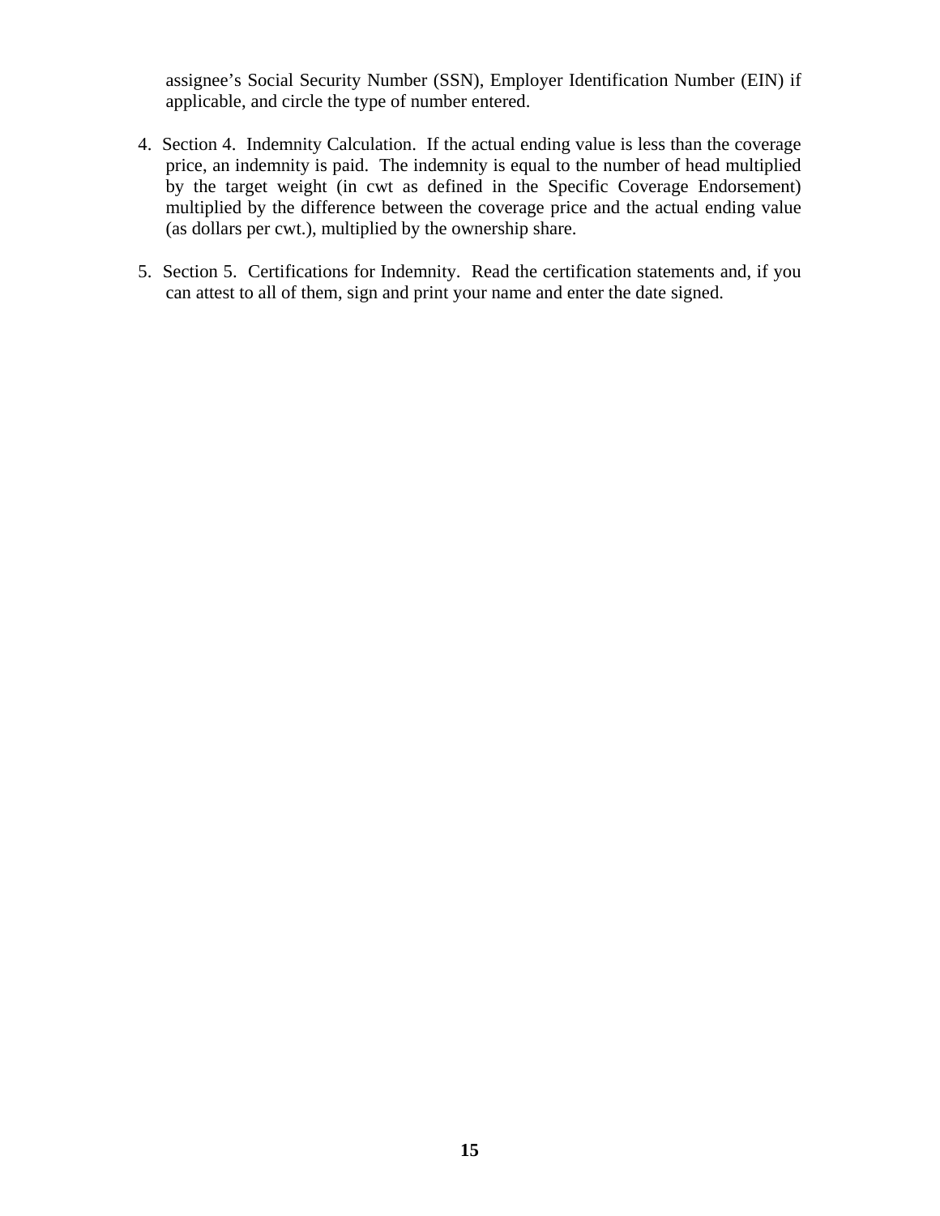assignee's Social Security Number (SSN), Employer Identification Number (EIN) if applicable, and circle the type of number entered.

4. Section 4. Indemnity Calculation. If the actual ending value is less than the coverage price, an indemnity is paid. The indemnity is equal to the number of head multiplied by the target weight (in cwt as defined in the Specific Coverage Endorsement) multiplied by the difference between the coverage price and the actual ending value (as dollars per cwt.), multiplied by the ownership share.

5. Section 5. Certifications for Indemnity. Read the certification statements and, if you can attest to all of them, sign and print your name and enter the date signed.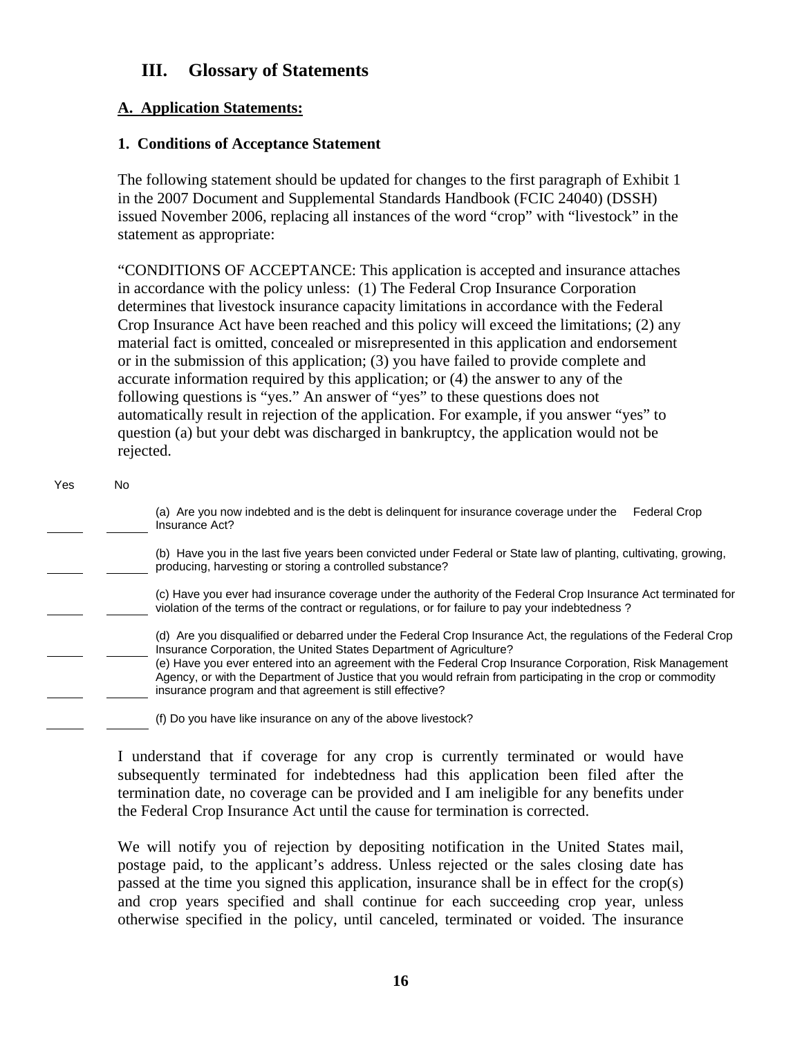## III. Glossary of Statements

### A. Application Statements:

#### 1. Conditions of Acceptance Statement

The following statement should be updated for changes to the first paragraph of Exhibit 1 in the 2007 Document and Supplemental Standards Handbook (FCIC 24040) (DSSH) issued November 2006, replacing all instances of the word "crop" with "livestock" in the statement as appropriate:

"CONDITIONS OF ACCEPTANCE: This application is accepted and insurance attaches in accordance with the policy unless: (1) The Federal Crop Insurance Corporation determines that livestock insurance capacity limitations in accordance with the Federal Crop Insurance Act have been reached and this policy will exceed the limitations; (2) any material fact is omitted, concealed or misrepresented in this application and endorsement or in the submission of this application; (3) you have failed to provide complete and accurate information required by this application; or (4) the answer to any of the following questions is "yes." An answer of "yes" to these questions does not automatically result in rejection of the application. For example, if you answer "yes" to question (a) but your debt was discharged in bankruptcy, the application would not be rejected.

| Yes | No | |
|---|---|---|
| ______ | ______ | (a) Are you now indebted and is the debt is delinquent for insurance coverage under the Federal Crop Insurance Act? |
| ______ | ______ | (b) Have you in the last five years been convicted under Federal or State law of planting, cultivating, growing, producing, harvesting or storing a controlled substance? |
| ______ | ______ | (c) Have you ever had insurance coverage under the authority of the Federal Crop Insurance Act terminated for violation of the terms of the contract or regulations, or for failure to pay your indebtedness ? |
| ______ | ______ | (d) Are you disqualified or debarred under the Federal Crop Insurance Act, the regulations of the Federal Crop Insurance Corporation, the United States Department of Agriculture? |
| ______ | ______ | (e) Have you ever entered into an agreement with the Federal Crop Insurance Corporation, Risk Management Agency, or with the Department of Justice that you would refrain from participating in the crop or commodity insurance program and that agreement is still effective? |
| ______ | ______ | (f) Do you have like insurance on any of the above livestock? |

I understand that if coverage for any crop is currently terminated or would have subsequently terminated for indebtedness had this application been filed after the termination date, no coverage can be provided and I am ineligible for any benefits under the Federal Crop Insurance Act until the cause for termination is corrected.

We will notify you of rejection by depositing notification in the United States mail, postage paid, to the applicant's address. Unless rejected or the sales closing date has passed at the time you signed this application, insurance shall be in effect for the crop(s) and crop years specified and shall continue for each succeeding crop year, unless otherwise specified in the policy, until canceled, terminated or voided. The insurance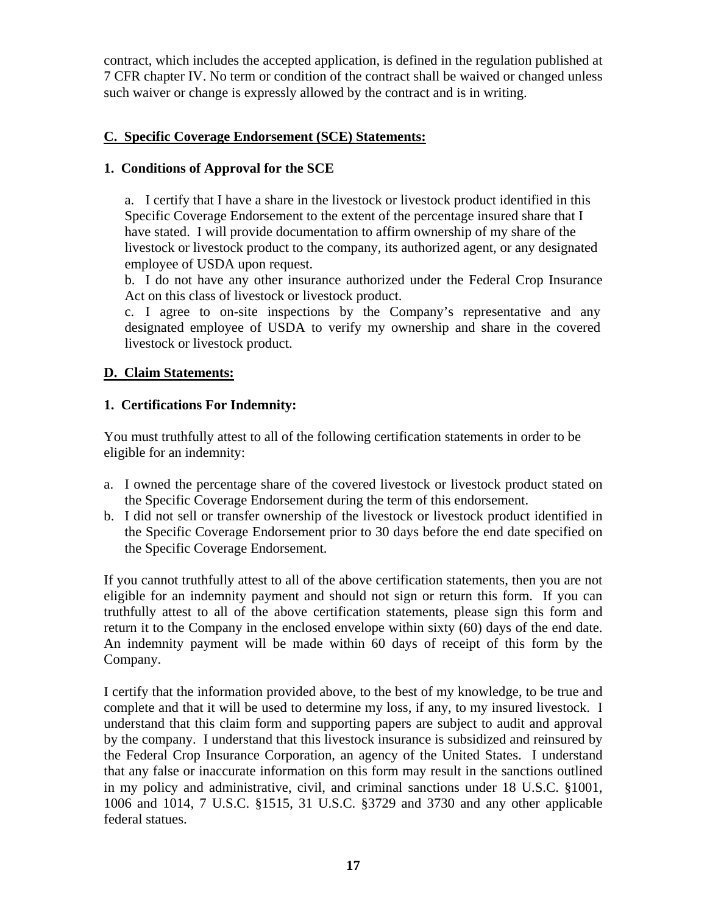contract, which includes the accepted application, is defined in the regulation published at 7 CFR chapter IV. No term or condition of the contract shall be waived or changed unless such waiver or change is expressly allowed by the contract and is in writing.

## C. Specific Coverage Endorsement (SCE) Statements:

### 1. Conditions of Approval for the SCE

a. I certify that I have a share in the livestock or livestock product identified in this Specific Coverage Endorsement to the extent of the percentage insured share that I have stated. I will provide documentation to affirm ownership of my share of the livestock or livestock product to the company, its authorized agent, or any designated employee of USDA upon request.

b. I do not have any other insurance authorized under the Federal Crop Insurance Act on this class of livestock or livestock product.

c. I agree to on-site inspections by the Company's representative and any designated employee of USDA to verify my ownership and share in the covered livestock or livestock product.

## D. Claim Statements:

### 1. Certifications For Indemnity:

You must truthfully attest to all of the following certification statements in order to be eligible for an indemnity:

a. I owned the percentage share of the covered livestock or livestock product stated on the Specific Coverage Endorsement during the term of this endorsement.

b. I did not sell or transfer ownership of the livestock or livestock product identified in the Specific Coverage Endorsement prior to 30 days before the end date specified on the Specific Coverage Endorsement.

If you cannot truthfully attest to all of the above certification statements, then you are not eligible for an indemnity payment and should not sign or return this form. If you can truthfully attest to all of the above certification statements, please sign this form and return it to the Company in the enclosed envelope within sixty (60) days of the end date. An indemnity payment will be made within 60 days of receipt of this form by the Company.

I certify that the information provided above, to the best of my knowledge, to be true and complete and that it will be used to determine my loss, if any, to my insured livestock. I understand that this claim form and supporting papers are subject to audit and approval by the company. I understand that this livestock insurance is subsidized and reinsured by the Federal Crop Insurance Corporation, an agency of the United States. I understand that any false or inaccurate information on this form may result in the sanctions outlined in my policy and administrative, civil, and criminal sanctions under 18 U.S.C. §1001, 1006 and 1014, 7 U.S.C. §1515, 31 U.S.C. §3729 and 3730 and any other applicable federal statues.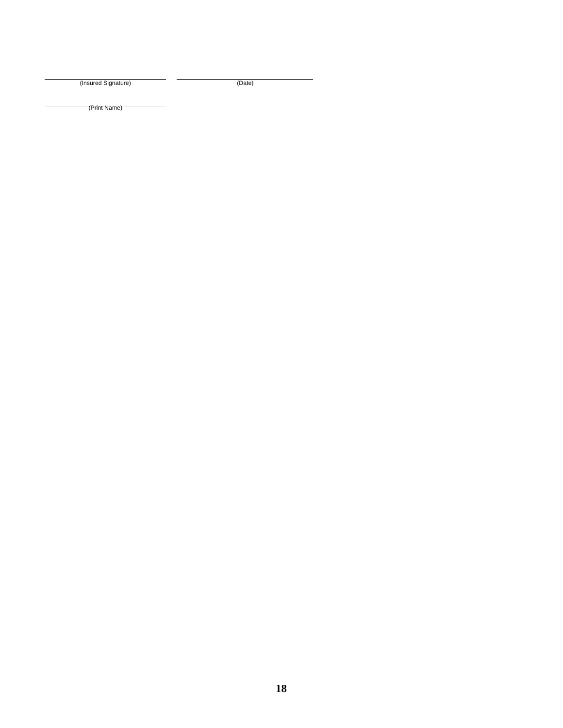\_\_\_\_\_\_\_\_\_\_\_\_\_\_\_\_\_\_\_\_\_\_\_\_\_\_\_\_\_\_ \_\_\_\_\_\_\_\_\_\_\_\_\_\_\_\_\_\_\_\_\_\_\_\_\_\_\_\_\_\_

(Insured Signature) (Date)

\_\_\_\_\_\_\_\_\_\_\_\_\_\_\_\_\_\_\_\_\_\_\_\_\_\_\_\_\_\_

(Print Name)